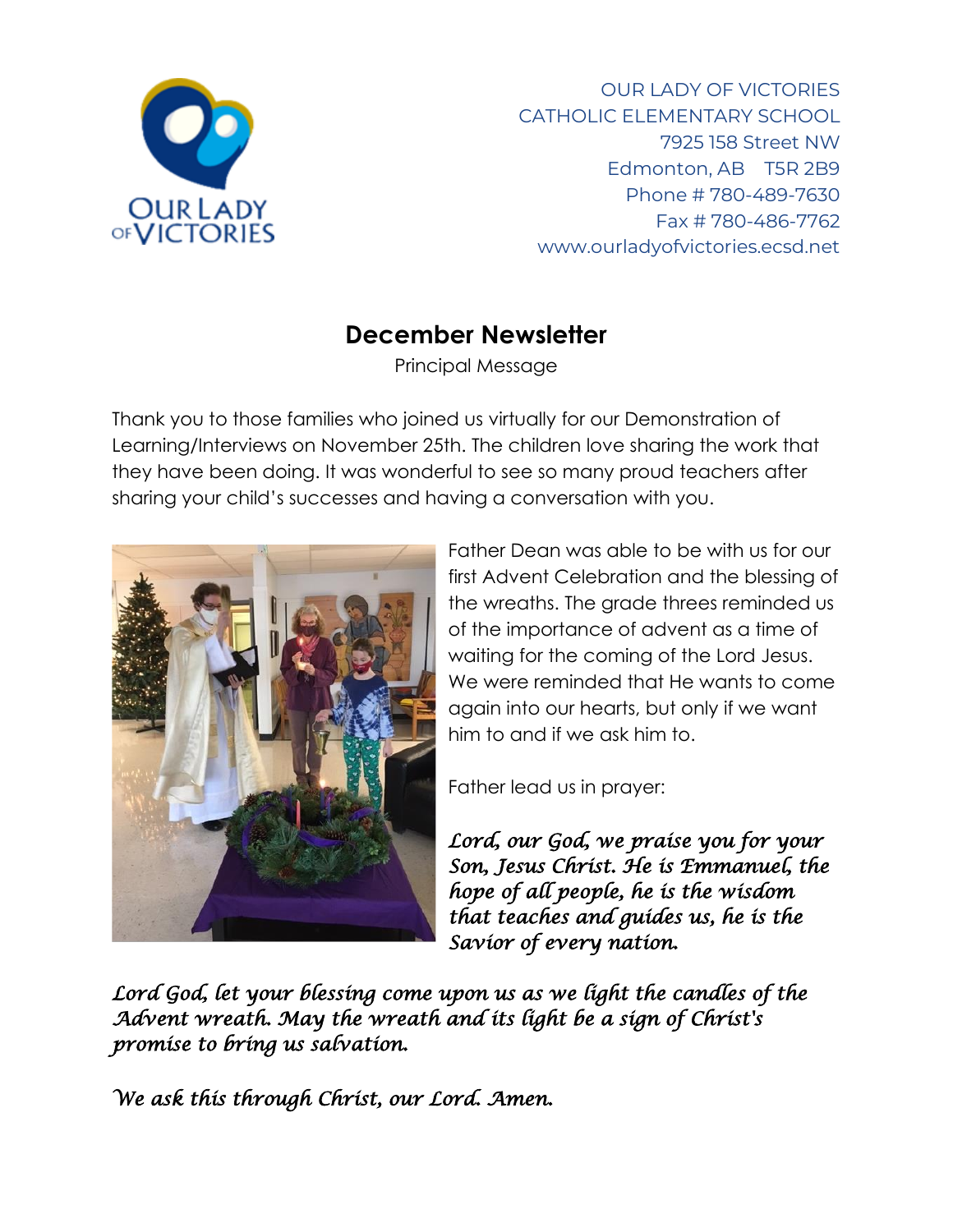OUR LADY OF VICTORIES
CATHOLIC ELEMENTARY SCHOOL
7925 158 Street NW
Edmonton, AB T5R 2B9
Phone # 780-489-7630
Fax # 780-486-7762
www.ourladyofvictories.ecsd.net

# December Newsletter

Principal Message

Thank you to those families who joined us virtually for our Demonstration of Learning/Interviews on November 25th. The children love sharing the work that they have been doing. It was wonderful to see so many proud teachers after sharing your child's successes and having a conversation with you.

Father Dean was able to be with us for our first Advent Celebration and the blessing of the wreaths. The grade threes reminded us of the importance of advent as a time of waiting for the coming of the Lord Jesus. We were reminded that He wants to come again into our hearts, but only if we want him to and if we ask him to.

Father lead us in prayer:

*Lord, our God, we praise you for your Son, Jesus Christ. He is Emmanuel, the hope of all people, he is the wisdom that teaches and guides us, he is the Savior of every nation.*

*Lord God, let your blessing come upon us as we light the candles of the Advent wreath. May the wreath and its light be a sign of Christ's promise to bring us salvation.*

*We ask this through Christ, our Lord. Amen.*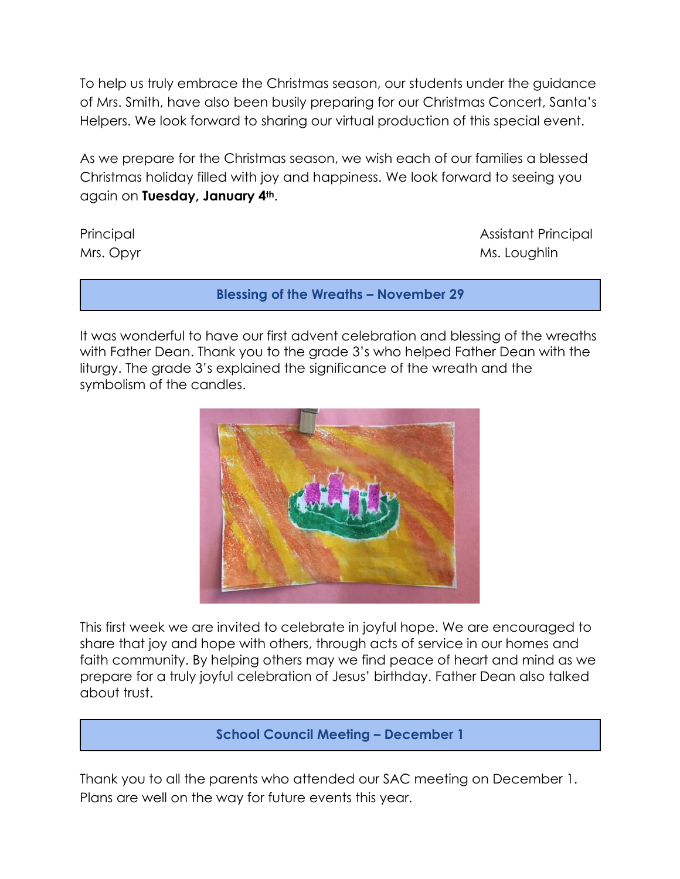To help us truly embrace the Christmas season, our students under the guidance of Mrs. Smith, have also been busily preparing for our Christmas Concert, Santa's Helpers. We look forward to sharing our virtual production of this special event.

As we prepare for the Christmas season, we wish each of our families a blessed Christmas holiday filled with joy and happiness. We look forward to seeing you again on **Tuesday, January 4th**.

Principal
Mrs. Opyr

Assistant Principal
Ms. Loughlin

## Blessing of the Wreaths – November 29

It was wonderful to have our first advent celebration and blessing of the wreaths with Father Dean. Thank you to the grade 3's who helped Father Dean with the liturgy. The grade 3's explained the significance of the wreath and the symbolism of the candles.

This first week we are invited to celebrate in joyful hope. We are encouraged to share that joy and hope with others, through acts of service in our homes and faith community. By helping others may we find peace of heart and mind as we prepare for a truly joyful celebration of Jesus' birthday. Father Dean also talked about trust.

## School Council Meeting – December 1

Thank you to all the parents who attended our SAC meeting on December 1. Plans are well on the way for future events this year.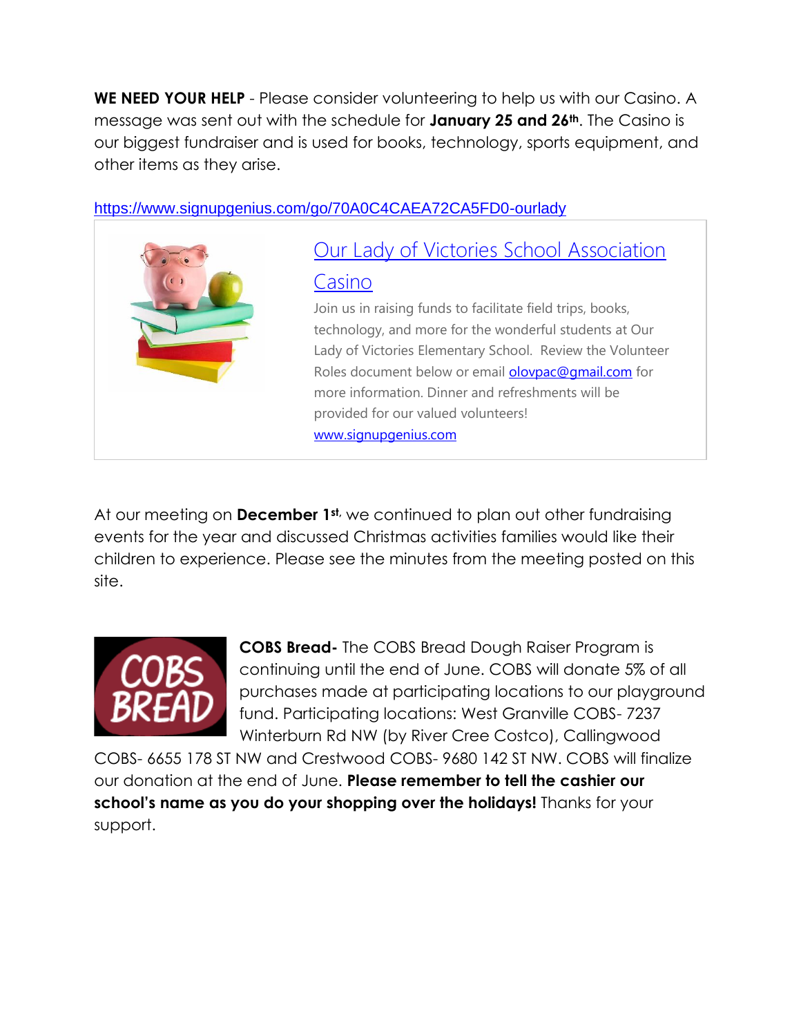**WE NEED YOUR HELP** - Please consider volunteering to help us with our Casino. A message was sent out with the schedule for **January 25 and 26th**. The Casino is our biggest fundraiser and is used for books, technology, sports equipment, and other items as they arise.

https://www.signupgenius.com/go/70A0C4CAEA72CA5FD0-ourlady

Our Lady of Victories School Association Casino

Join us in raising funds to facilitate field trips, books, technology, and more for the wonderful students at Our Lady of Victories Elementary School. Review the Volunteer Roles document below or email olovpac@gmail.com for more information. Dinner and refreshments will be provided for our valued volunteers!

www.signupgenius.com

At our meeting on **December 1st,** we continued to plan out other fundraising events for the year and discussed Christmas activities families would like their children to experience. Please see the minutes from the meeting posted on this site.

**COBS Bread-** The COBS Bread Dough Raiser Program is continuing until the end of June. COBS will donate 5% of all purchases made at participating locations to our playground fund. Participating locations: West Granville COBS- 7237 Winterburn Rd NW (by River Cree Costco), Callingwood COBS- 6655 178 ST NW and Crestwood COBS- 9680 142 ST NW. COBS will finalize our donation at the end of June. **Please remember to tell the cashier our school's name as you do your shopping over the holidays!** Thanks for your support.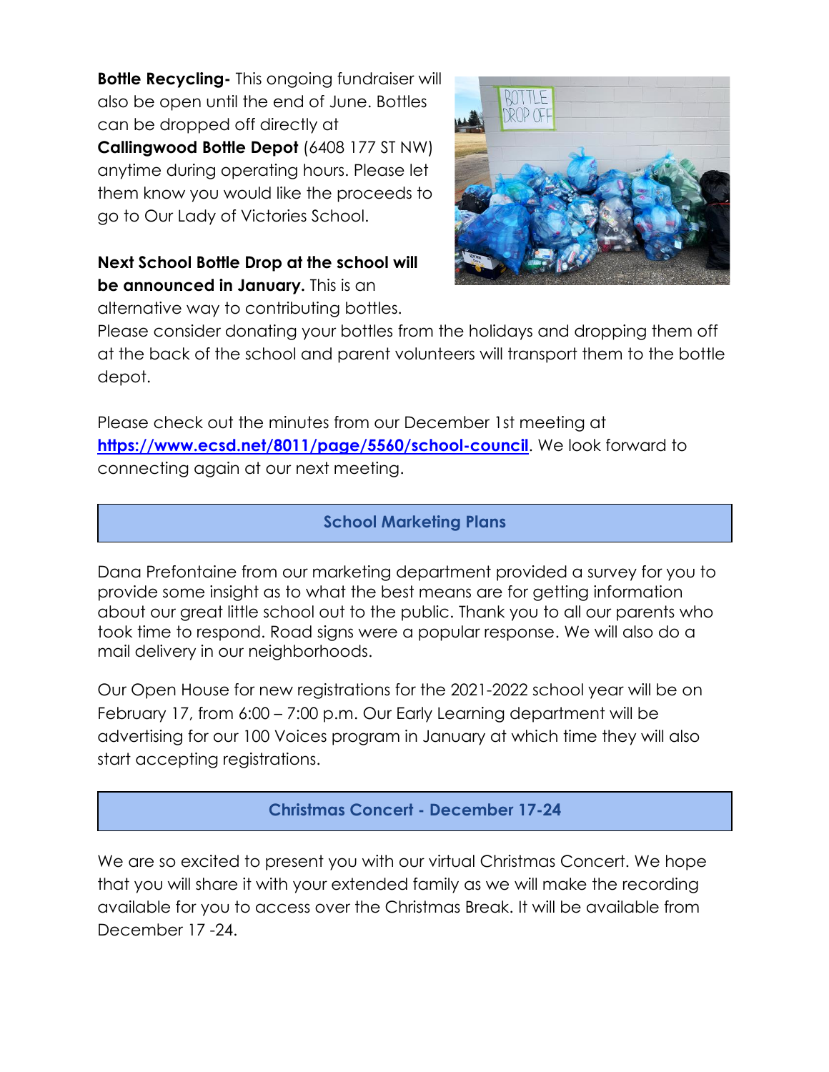**Bottle Recycling-** This ongoing fundraiser will also be open until the end of June. Bottles can be dropped off directly at **Callingwood Bottle Depot** (6408 177 ST NW) anytime during operating hours. Please let them know you would like the proceeds to go to Our Lady of Victories School.

**Next School Bottle Drop at the school will be announced in January.** This is an alternative way to contributing bottles. Please consider donating your bottles from the holidays and dropping them off at the back of the school and parent volunteers will transport them to the bottle depot.

Please check out the minutes from our December 1st meeting at [https://www.ecsd.net/8011/page/5560/school-council](https://www.ecsd.net/8011/page/5560/school-council). We look forward to connecting again at our next meeting.

## School Marketing Plans

Dana Prefontaine from our marketing department provided a survey for you to provide some insight as to what the best means are for getting information about our great little school out to the public. Thank you to all our parents who took time to respond. Road signs were a popular response. We will also do a mail delivery in our neighborhoods.

Our Open House for new registrations for the 2021-2022 school year will be on February 17, from 6:00 – 7:00 p.m. Our Early Learning department will be advertising for our 100 Voices program in January at which time they will also start accepting registrations.

## Christmas Concert - December 17-24

We are so excited to present you with our virtual Christmas Concert. We hope that you will share it with your extended family as we will make the recording available for you to access over the Christmas Break. It will be available from December 17 -24.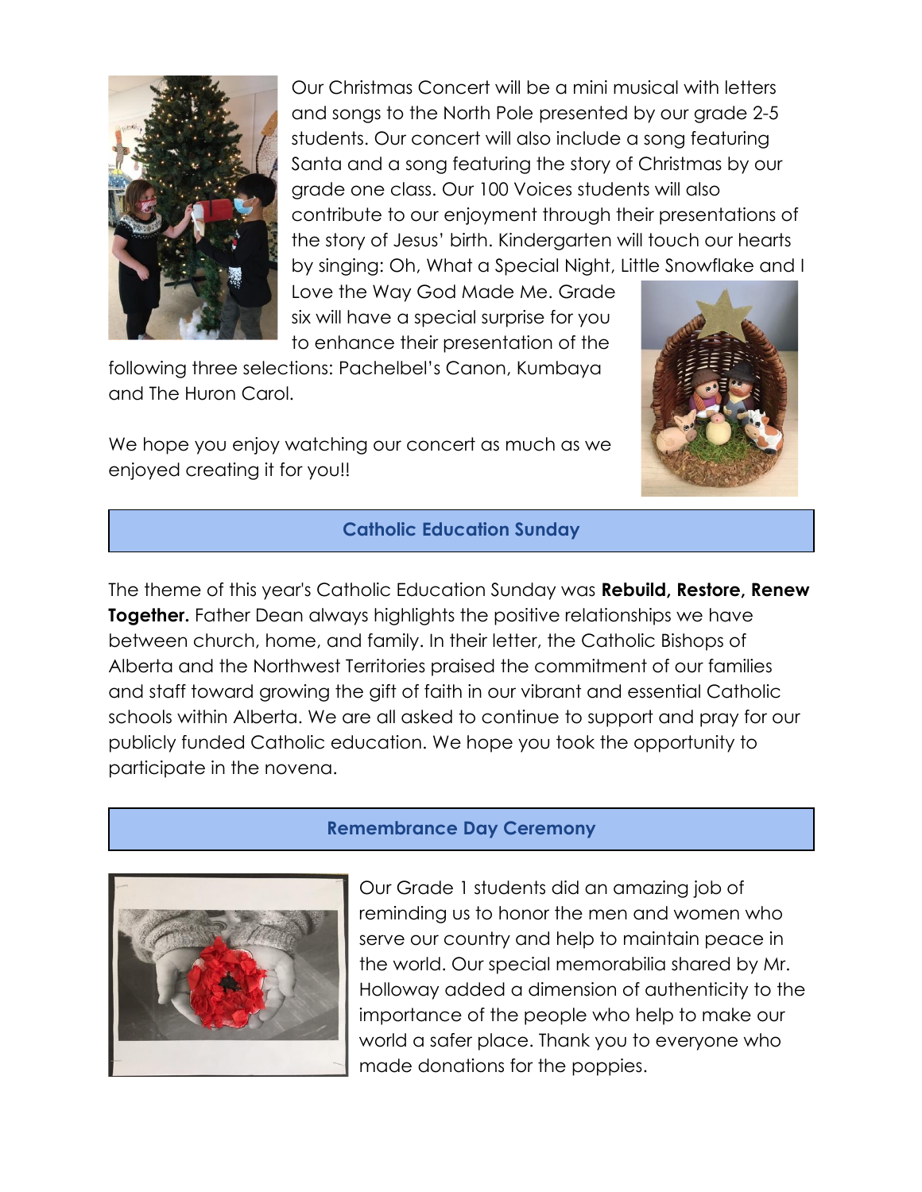Our Christmas Concert will be a mini musical with letters and songs to the North Pole presented by our grade 2-5 students. Our concert will also include a song featuring Santa and a song featuring the story of Christmas by our grade one class. Our 100 Voices students will also contribute to our enjoyment through their presentations of the story of Jesus' birth. Kindergarten will touch our hearts by singing: Oh, What a Special Night, Little Snowflake and I Love the Way God Made Me. Grade six will have a special surprise for you to enhance their presentation of the following three selections: Pachelbel's Canon, Kumbaya and The Huron Carol.

We hope you enjoy watching our concert as much as we enjoyed creating it for you!!

## Catholic Education Sunday

The theme of this year's Catholic Education Sunday was **Rebuild, Restore, Renew Together.** Father Dean always highlights the positive relationships we have between church, home, and family. In their letter, the Catholic Bishops of Alberta and the Northwest Territories praised the commitment of our families and staff toward growing the gift of faith in our vibrant and essential Catholic schools within Alberta. We are all asked to continue to support and pray for our publicly funded Catholic education. We hope you took the opportunity to participate in the novena.

## Remembrance Day Ceremony

Our Grade 1 students did an amazing job of reminding us to honor the men and women who serve our country and help to maintain peace in the world. Our special memorabilia shared by Mr. Holloway added a dimension of authenticity to the importance of the people who help to make our world a safer place. Thank you to everyone who made donations for the poppies.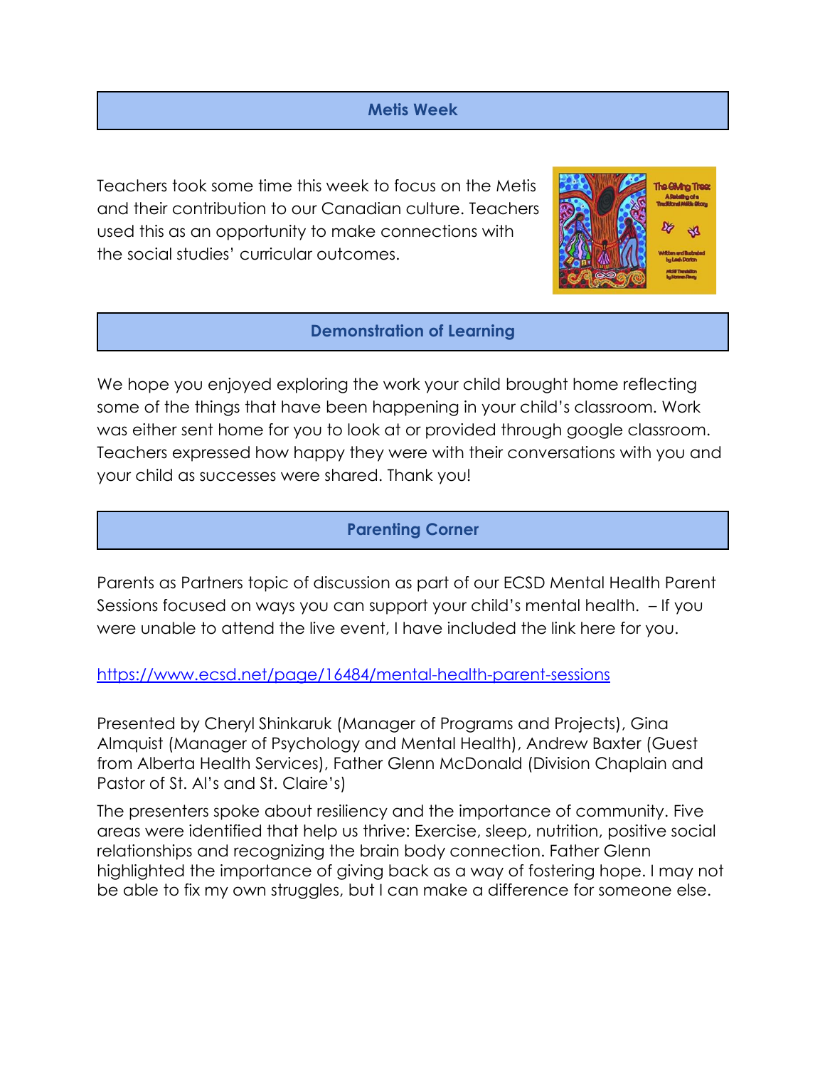## Metis Week

Teachers took some time this week to focus on the Metis and their contribution to our Canadian culture. Teachers used this as an opportunity to make connections with the social studies' curricular outcomes.

## Demonstration of Learning

We hope you enjoyed exploring the work your child brought home reflecting some of the things that have been happening in your child's classroom. Work was either sent home for you to look at or provided through google classroom. Teachers expressed how happy they were with their conversations with you and your child as successes were shared. Thank you!

## Parenting Corner

Parents as Partners topic of discussion as part of our ECSD Mental Health Parent Sessions focused on ways you can support your child's mental health. – If you were unable to attend the live event, I have included the link here for you.

https://www.ecsd.net/page/16484/mental-health-parent-sessions

Presented by Cheryl Shinkaruk (Manager of Programs and Projects), Gina Almquist (Manager of Psychology and Mental Health), Andrew Baxter (Guest from Alberta Health Services), Father Glenn McDonald (Division Chaplain and Pastor of St. Al's and St. Claire's)

The presenters spoke about resiliency and the importance of community. Five areas were identified that help us thrive: Exercise, sleep, nutrition, positive social relationships and recognizing the brain body connection. Father Glenn highlighted the importance of giving back as a way of fostering hope. I may not be able to fix my own struggles, but I can make a difference for someone else.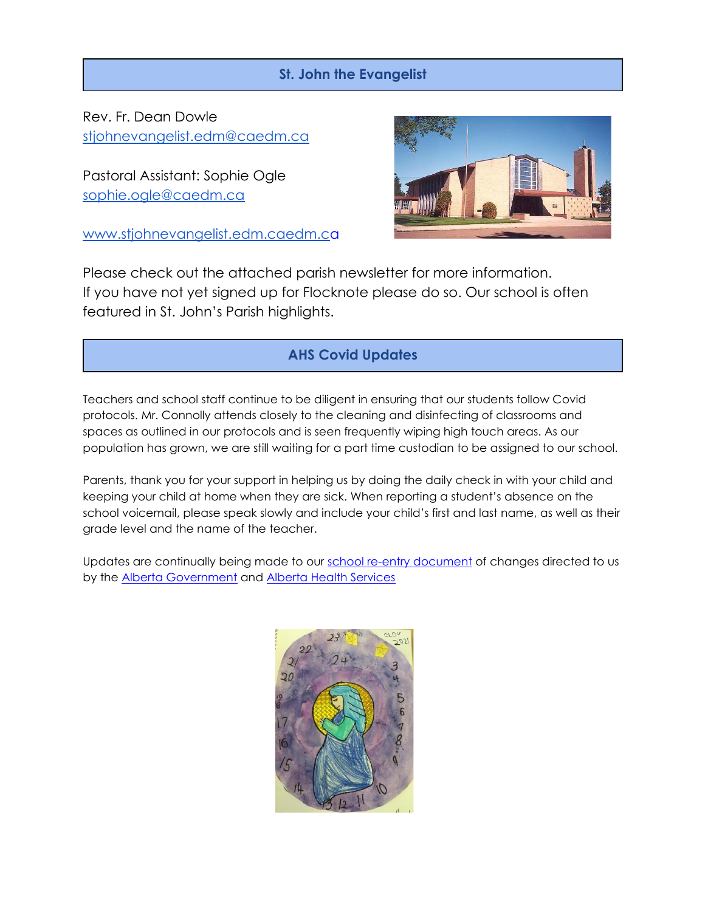## St. John the Evangelist

Rev. Fr. Dean Dowle
stjohnevangelist.edm@caedm.ca

Pastoral Assistant: Sophie Ogle
sophie.ogle@caedm.ca

www.stjohnevangelist.edm.caedm.ca

Please check out the attached parish newsletter for more information.
If you have not yet signed up for Flocknote please do so. Our school is often featured in St. John's Parish highlights.

## AHS Covid Updates

Teachers and school staff continue to be diligent in ensuring that our students follow Covid protocols. Mr. Connolly attends closely to the cleaning and disinfecting of classrooms and spaces as outlined in our protocols and is seen frequently wiping high touch areas. As our population has grown, we are still waiting for a part time custodian to be assigned to our school.

Parents, thank you for your support in helping us by doing the daily check in with your child and keeping your child at home when they are sick. When reporting a student's absence on the school voicemail, please speak slowly and include your child's first and last name, as well as their grade level and the name of the teacher.

Updates are continually being made to our school re-entry document of changes directed to us by the Alberta Government and Alberta Health Services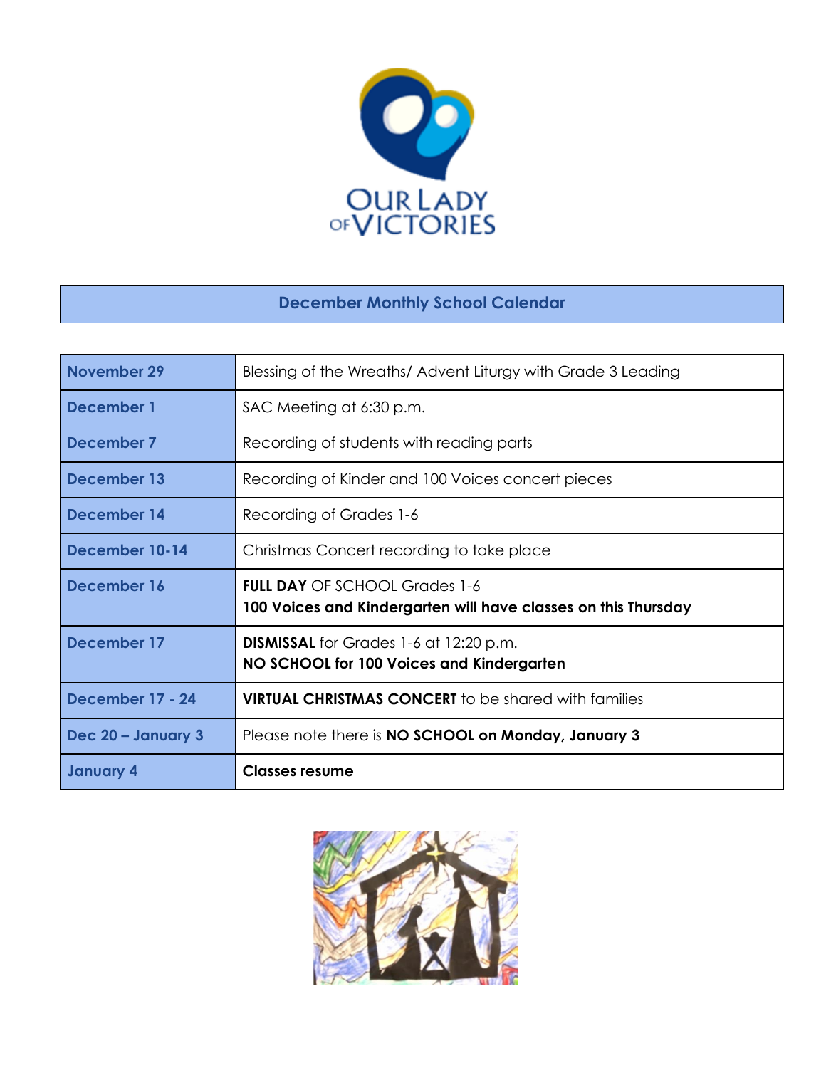Our Lady of Victories

## December Monthly School Calendar

| | |
|---|---|
| **November 29** | Blessing of the Wreaths/ Advent Liturgy with Grade 3 Leading |
| **December 1** | SAC Meeting at 6:30 p.m. |
| **December 7** | Recording of students with reading parts |
| **December 13** | Recording of Kinder and 100 Voices concert pieces |
| **December 14** | Recording of Grades 1-6 |
| **December 10-14** | Christmas Concert recording to take place |
| **December 16** | **FULL DAY** OF SCHOOL Grades 1-6<br>**100 Voices and Kindergarten will have classes on this Thursday** |
| **December 17** | **DISMISSAL** for Grades 1-6 at 12:20 p.m.<br>**NO SCHOOL for 100 Voices and Kindergarten** |
| **December 17 - 24** | **VIRTUAL CHRISTMAS CONCERT** to be shared with families |
| **Dec 20 – January 3** | Please note there is **NO SCHOOL on Monday, January 3** |
| **January 4** | **Classes resume** |